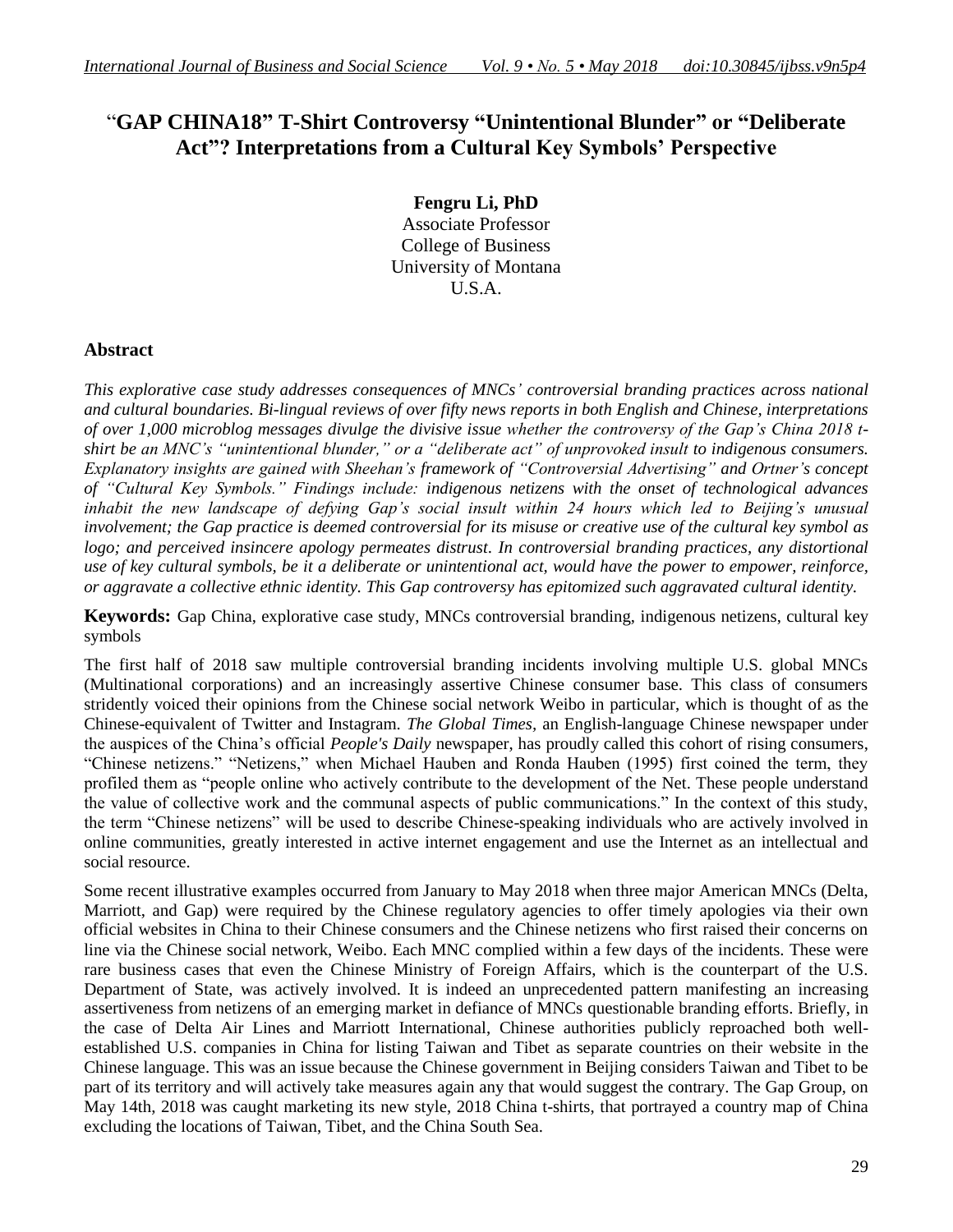# "GAP CHINA18" T-Shirt Controversy "Unintentional Blunder" or "Deliberate Act"? Interpretations from a Cultural Key Symbols' Perspective

**Fengru Li, PhD**
Associate Professor
College of Business
University of Montana
U.S.A.

## Abstract

*This explorative case study addresses consequences of MNCs' controversial branding practices across national and cultural boundaries. Bi-lingual reviews of over fifty news reports in both English and Chinese, interpretations of over 1,000 microblog messages divulge the divisive issue whether the controversy of the Gap's China 2018 t-shirt be an MNC's "unintentional blunder," or a "deliberate act" of unprovoked insult to indigenous consumers. Explanatory insights are gained with Sheehan's framework of "Controversial Advertising" and Ortner's concept of "Cultural Key Symbols." Findings include: indigenous netizens with the onset of technological advances inhabit the new landscape of defying Gap's social insult within 24 hours which led to Beijing's unusual involvement; the Gap practice is deemed controversial for its misuse or creative use of the cultural key symbol as logo; and perceived insincere apology permeates distrust. In controversial branding practices, any distortional use of key cultural symbols, be it a deliberate or unintentional act, would have the power to empower, reinforce, or aggravate a collective ethnic identity. This Gap controversy has epitomized such aggravated cultural identity.*

**Keywords:** Gap China, explorative case study, MNCs controversial branding, indigenous netizens, cultural key symbols

The first half of 2018 saw multiple controversial branding incidents involving multiple U.S. global MNCs (Multinational corporations) and an increasingly assertive Chinese consumer base. This class of consumers stridently voiced their opinions from the Chinese social network Weibo in particular, which is thought of as the Chinese-equivalent of Twitter and Instagram. *The Global Times,* an English-language Chinese newspaper under the auspices of the China's official *People's Daily* newspaper, has proudly called this cohort of rising consumers, "Chinese netizens." "Netizens," when Michael Hauben and Ronda Hauben (1995) first coined the term, they profiled them as "people online who actively contribute to the development of the Net. These people understand the value of collective work and the communal aspects of public communications." In the context of this study, the term "Chinese netizens" will be used to describe Chinese-speaking individuals who are actively involved in online communities, greatly interested in active internet engagement and use the Internet as an intellectual and social resource.

Some recent illustrative examples occurred from January to May 2018 when three major American MNCs (Delta, Marriott, and Gap) were required by the Chinese regulatory agencies to offer timely apologies via their own official websites in China to their Chinese consumers and the Chinese netizens who first raised their concerns on line via the Chinese social network, Weibo. Each MNC complied within a few days of the incidents. These were rare business cases that even the Chinese Ministry of Foreign Affairs, which is the counterpart of the U.S. Department of State, was actively involved. It is indeed an unprecedented pattern manifesting an increasing assertiveness from netizens of an emerging market in defiance of MNCs questionable branding efforts. Briefly, in the case of Delta Air Lines and Marriott International, Chinese authorities publicly reproached both well-established U.S. companies in China for listing Taiwan and Tibet as separate countries on their website in the Chinese language. This was an issue because the Chinese government in Beijing considers Taiwan and Tibet to be part of its territory and will actively take measures again any that would suggest the contrary. The Gap Group, on May 14th, 2018 was caught marketing its new style, 2018 China t-shirts, that portrayed a country map of China excluding the locations of Taiwan, Tibet, and the China South Sea.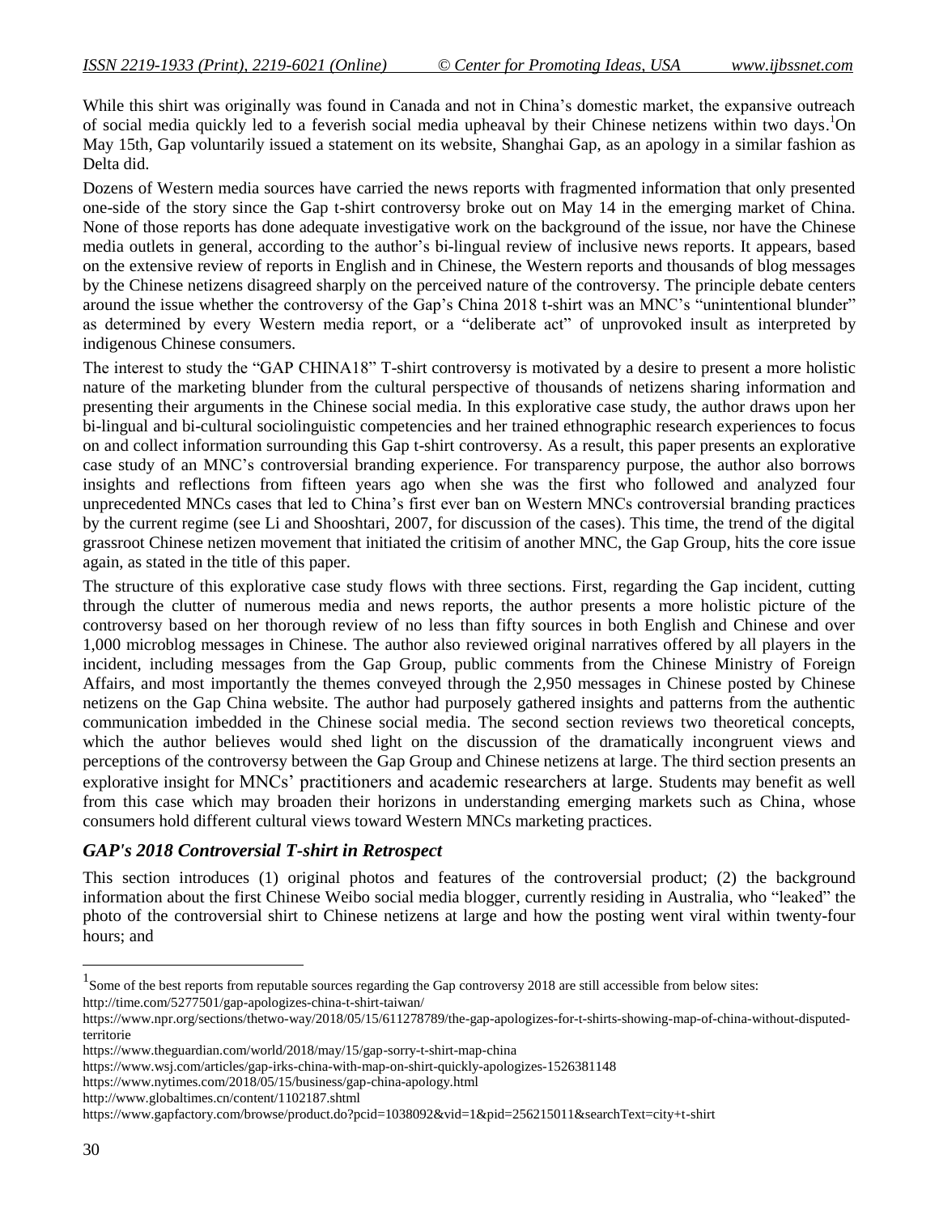While this shirt was originally was found in Canada and not in China's domestic market, the expansive outreach of social media quickly led to a feverish social media upheaval by their Chinese netizens within two days.[1]On May 15th, Gap voluntarily issued a statement on its website, Shanghai Gap, as an apology in a similar fashion as Delta did.

Dozens of Western media sources have carried the news reports with fragmented information that only presented one-side of the story since the Gap t-shirt controversy broke out on May 14 in the emerging market of China. None of those reports has done adequate investigative work on the background of the issue, nor have the Chinese media outlets in general, according to the author's bi-lingual review of inclusive news reports. It appears, based on the extensive review of reports in English and in Chinese, the Western reports and thousands of blog messages by the Chinese netizens disagreed sharply on the perceived nature of the controversy. The principle debate centers around the issue whether the controversy of the Gap's China 2018 t-shirt was an MNC's "unintentional blunder" as determined by every Western media report, or a "deliberate act" of unprovoked insult as interpreted by indigenous Chinese consumers.

The interest to study the "GAP CHINA18" T-shirt controversy is motivated by a desire to present a more holistic nature of the marketing blunder from the cultural perspective of thousands of netizens sharing information and presenting their arguments in the Chinese social media. In this explorative case study, the author draws upon her bi-lingual and bi-cultural sociolinguistic competencies and her trained ethnographic research experiences to focus on and collect information surrounding this Gap t-shirt controversy. As a result, this paper presents an explorative case study of an MNC's controversial branding experience. For transparency purpose, the author also borrows insights and reflections from fifteen years ago when she was the first who followed and analyzed four unprecedented MNCs cases that led to China's first ever ban on Western MNCs controversial branding practices by the current regime (see Li and Shooshtari, 2007, for discussion of the cases). This time, the trend of the digital grassroot Chinese netizen movement that initiated the critisim of another MNC, the Gap Group, hits the core issue again, as stated in the title of this paper.

The structure of this explorative case study flows with three sections. First, regarding the Gap incident, cutting through the clutter of numerous media and news reports, the author presents a more holistic picture of the controversy based on her thorough review of no less than fifty sources in both English and Chinese and over 1,000 microblog messages in Chinese. The author also reviewed original narratives offered by all players in the incident, including messages from the Gap Group, public comments from the Chinese Ministry of Foreign Affairs, and most importantly the themes conveyed through the 2,950 messages in Chinese posted by Chinese netizens on the Gap China website. The author had purposely gathered insights and patterns from the authentic communication imbedded in the Chinese social media. The second section reviews two theoretical concepts, which the author believes would shed light on the discussion of the dramatically incongruent views and perceptions of the controversy between the Gap Group and Chinese netizens at large. The third section presents an explorative insight for MNCs' practitioners and academic researchers at large. Students may benefit as well from this case which may broaden their horizons in understanding emerging markets such as China, whose consumers hold different cultural views toward Western MNCs marketing practices.

### *GAP's 2018 Controversial T-shirt in Retrospect*

This section introduces (1) original photos and features of the controversial product; (2) the background information about the first Chinese Weibo social media blogger, currently residing in Australia, who "leaked" the photo of the controversial shirt to Chinese netizens at large and how the posting went viral within twenty-four hours; and

---

[1] Some of the best reports from reputable sources regarding the Gap controversy 2018 are still accessible from below sites:
http://time.com/5277501/gap-apologizes-china-t-shirt-taiwan/
https://www.npr.org/sections/thetwo-way/2018/05/15/611278789/the-gap-apologizes-for-t-shirts-showing-map-of-china-without-disputed-territorie
https://www.theguardian.com/world/2018/may/15/gap-sorry-t-shirt-map-china
https://www.wsj.com/articles/gap-irks-china-with-map-on-shirt-quickly-apologizes-1526381148
https://www.nytimes.com/2018/05/15/business/gap-china-apology.html
http://www.globaltimes.cn/content/1102187.shtml
https://www.gapfactory.com/browse/product.do?pcid=1038092&vid=1&pid=256215011&searchText=city+t-shirt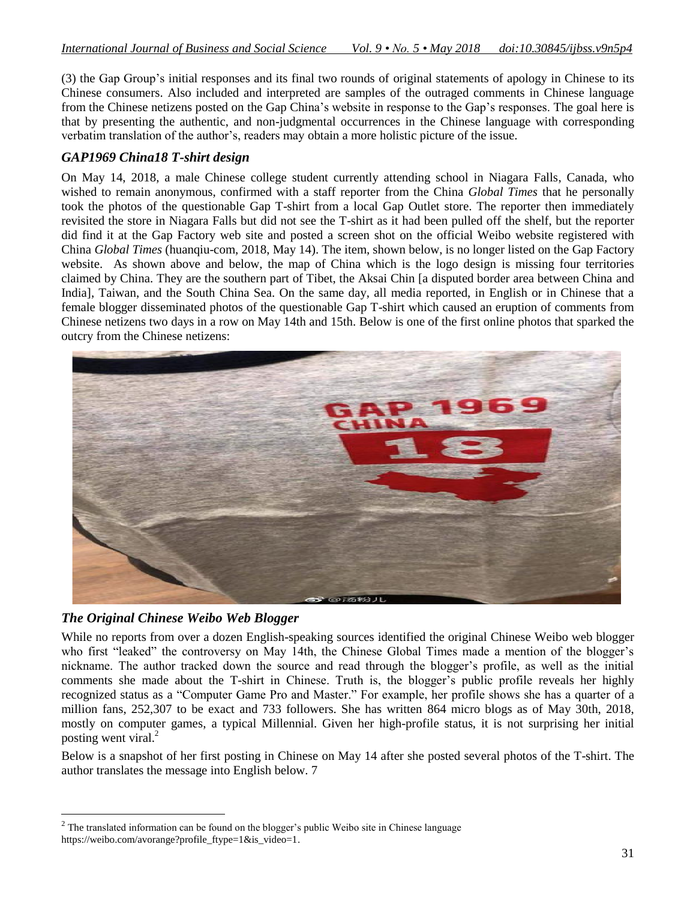(3) the Gap Group's initial responses and its final two rounds of original statements of apology in Chinese to its Chinese consumers. Also included and interpreted are samples of the outraged comments in Chinese language from the Chinese netizens posted on the Gap China's website in response to the Gap's responses. The goal here is that by presenting the authentic, and non-judgmental occurrences in the Chinese language with corresponding verbatim translation of the author's, readers may obtain a more holistic picture of the issue.

### *GAP1969 China18 T-shirt design*

On May 14, 2018, a male Chinese college student currently attending school in Niagara Falls, Canada, who wished to remain anonymous, confirmed with a staff reporter from the China *Global Times* that he personally took the photos of the questionable Gap T-shirt from a local Gap Outlet store. The reporter then immediately revisited the store in Niagara Falls but did not see the T-shirt as it had been pulled off the shelf, but the reporter did find it at the Gap Factory web site and posted a screen shot on the official Weibo website registered with China *Global Times* (huanqiu-com, 2018, May 14). The item, shown below, is no longer listed on the Gap Factory website. As shown above and below, the map of China which is the logo design is missing four territories claimed by China. They are the southern part of Tibet, the Aksai Chin [a disputed border area between China and India], Taiwan, and the South China Sea. On the same day, all media reported, in English or in Chinese that a female blogger disseminated photos of the questionable Gap T-shirt which caused an eruption of comments from Chinese netizens two days in a row on May 14th and 15th. Below is one of the first online photos that sparked the outcry from the Chinese netizens:

### *The Original Chinese Weibo Web Blogger*

While no reports from over a dozen English-speaking sources identified the original Chinese Weibo web blogger who first "leaked" the controversy on May 14th, the Chinese Global Times made a mention of the blogger's nickname. The author tracked down the source and read through the blogger's profile, as well as the initial comments she made about the T-shirt in Chinese. Truth is, the blogger's public profile reveals her highly recognized status as a "Computer Game Pro and Master." For example, her profile shows she has a quarter of a million fans, 252,307 to be exact and 733 followers. She has written 864 micro blogs as of May 30th, 2018, mostly on computer games, a typical Millennial. Given her high-profile status, it is not surprising her initial posting went viral.[2]

Below is a snapshot of her first posting in Chinese on May 14 after she posted several photos of the T-shirt. The author translates the message into English below. 7

[2] The translated information can be found on the blogger's public Weibo site in Chinese language https://weibo.com/avorange?profile_ftype=1&is_video=1.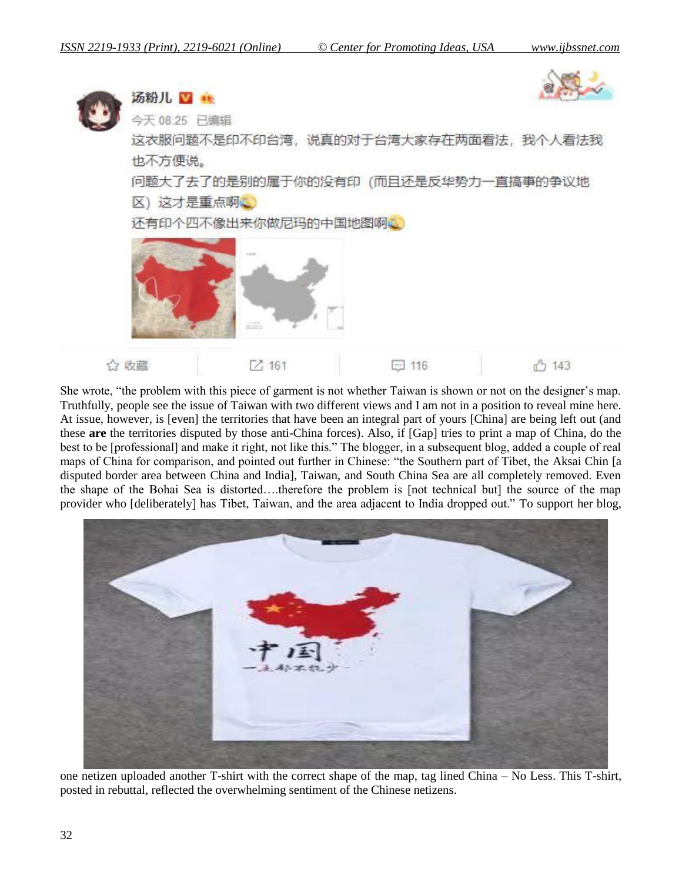汤粉儿

今天 08:25 已编辑

这衣服问题不是印不印台湾，说真的对于台湾大家存在两面看法，我个人看法我也不方便说。

问题大了去了的是别的属于你的没有印（而且还是反华势力一直搞事的争议地区）这才是重点啊

还有印个四不像出来你做尼玛的中国地图啊

收藏 161 116 143

She wrote, “the problem with this piece of garment is not whether Taiwan is shown or not on the designer’s map. Truthfully, people see the issue of Taiwan with two different views and I am not in a position to reveal mine here. At issue, however, is [even] the territories that have been an integral part of yours [China] are being left out (and these **are** the territories disputed by those anti-China forces). Also, if [Gap] tries to print a map of China, do the best to be [professional] and make it right, not like this.” The blogger, in a subsequent blog, added a couple of real maps of China for comparison, and pointed out further in Chinese: “the Southern part of Tibet, the Aksai Chin [a disputed border area between China and India], Taiwan, and South China Sea are all completely removed. Even the shape of the Bohai Sea is distorted….therefore the problem is [not technical but] the source of the map provider who [deliberately] has Tibet, Taiwan, and the area adjacent to India dropped out.” To support her blog, one netizen uploaded another T-shirt with the correct shape of the map, tag lined China – No Less. This T-shirt, posted in rebuttal, reflected the overwhelming sentiment of the Chinese netizens.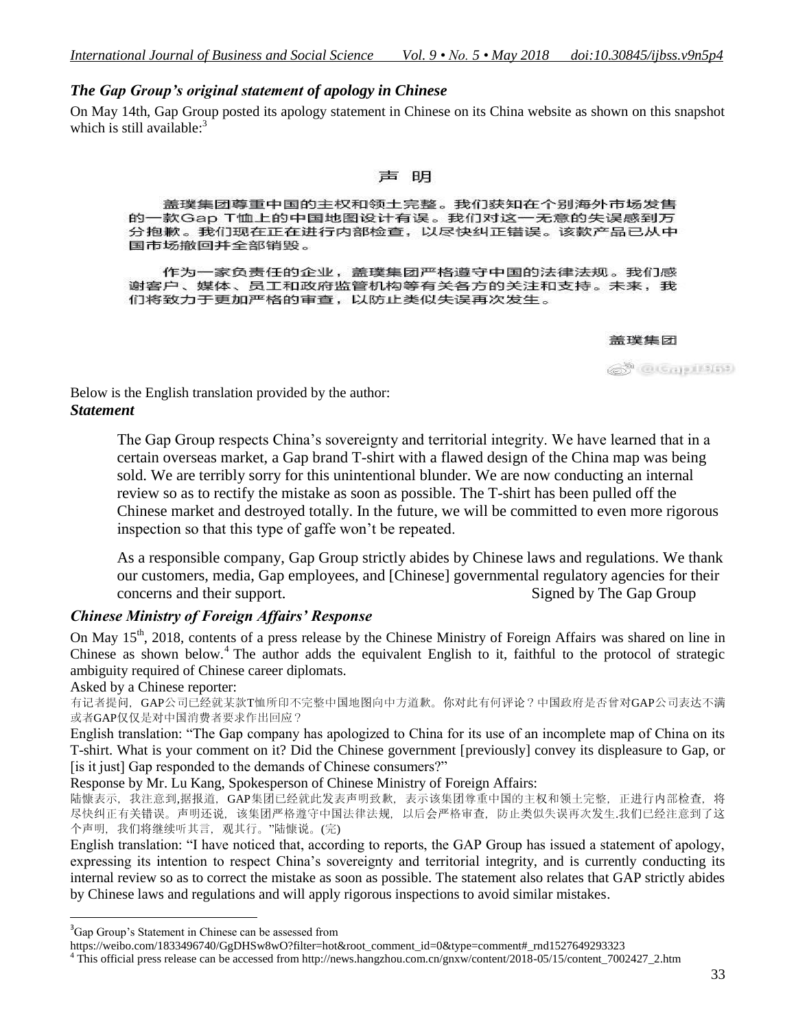### *The Gap Group's original statement of apology in Chinese*

On May 14th, Gap Group posted its apology statement in Chinese on its China website as shown on this snapshot which is still available:[3]

声 明

盖璞集团尊重中国的主权和领土完整。我们获知在个别海外市场发售的一款Gap T恤上的中国地图设计有误。我们对这一无意的失误感到万分抱歉。我们现在正在进行内部检查，以尽快纠正错误。该款产品已从中国市场撤回并全部销毁。

作为一家负责任的企业，盖璞集团严格遵守中国的法律法规。我们感谢客户、媒体、员工和政府监管机构等有关各方的关注和支持。未来，我们将致力于更加严格的审查，以防止类似失误再次发生。

盖璞集团

@Gap1969

Below is the English translation provided by the author:

***Statement***

> The Gap Group respects China's sovereignty and territorial integrity. We have learned that in a certain overseas market, a Gap brand T-shirt with a flawed design of the China map was being sold. We are terribly sorry for this unintentional blunder. We are now conducting an internal review so as to rectify the mistake as soon as possible. The T-shirt has been pulled off the Chinese market and destroyed totally. In the future, we will be committed to even more rigorous inspection so that this type of gaffe won't be repeated.
>
> As a responsible company, Gap Group strictly abides by Chinese laws and regulations. We thank our customers, media, Gap employees, and [Chinese] governmental regulatory agencies for their concerns and their support. Signed by The Gap Group

### *Chinese Ministry of Foreign Affairs' Response*

On May 15th, 2018, contents of a press release by the Chinese Ministry of Foreign Affairs was shared on line in Chinese as shown below.[4] The author adds the equivalent English to it, faithful to the protocol of strategic ambiguity required of Chinese career diplomats.

Asked by a Chinese reporter:

有记者提问，GAP公司已经就某款T恤所印不完整中国地图向中方道歉。你对此有何评论？中国政府是否曾对GAP公司表达不满或者GAP仅仅是对中国消费者要求作出回应？

English translation: "The Gap company has apologized to China for its use of an incomplete map of China on its T-shirt. What is your comment on it? Did the Chinese government [previously] convey its displeasure to Gap, or [is it just] Gap responded to the demands of Chinese consumers?"

Response by Mr. Lu Kang, Spokesperson of Chinese Ministry of Foreign Affairs:

陆慷表示，我注意到,据报道，GAP集团已经就此发表声明致歉，表示该集团尊重中国的主权和领土完整，正进行内部检查，将尽快纠正有关错误。声明还说，该集团严格遵守中国法律法规，以后会严格审查，防止类似失误再次发生.我们已经注意到了这个声明，我们将继续听其言，观其行。"陆慷说。(完)

English translation: "I have noticed that, according to reports, the GAP Group has issued a statement of apology, expressing its intention to respect China's sovereignty and territorial integrity, and is currently conducting its internal review so as to correct the mistake as soon as possible. The statement also relates that GAP strictly abides by Chinese laws and regulations and will apply rigorous inspections to avoid similar mistakes.

---

[3] Gap Group's Statement in Chinese can be assessed from https://weibo.com/1833496740/GgDHSw8wO?filter=hot&root_comment_id=0&type=comment#_rnd1527649293323

[4] This official press release can be accessed from http://news.hangzhou.com.cn/gnxw/content/2018-05/15/content_7002427_2.htm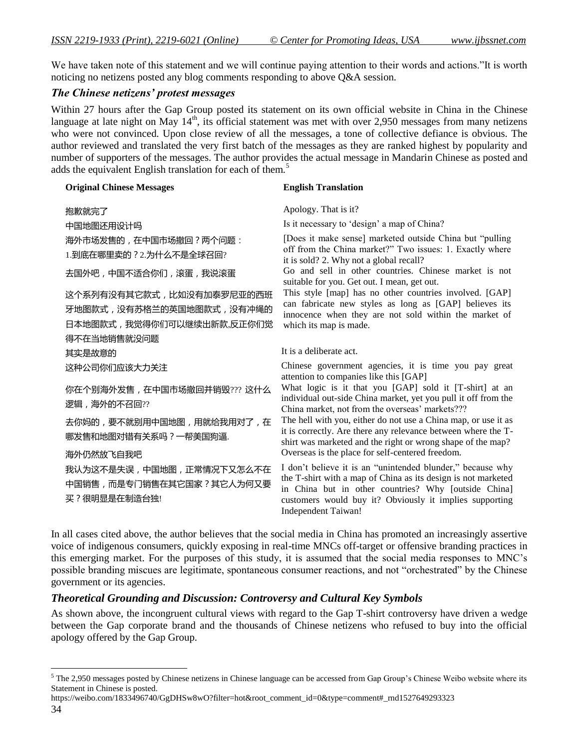We have taken note of this statement and we will continue paying attention to their words and actions."It is worth noticing no netizens posted any blog comments responding to above Q&A session.

### *The Chinese netizens' protest messages*

Within 27 hours after the Gap Group posted its statement on its own official website in China in the Chinese language at late night on May 14th, its official statement was met with over 2,950 messages from many netizens who were not convinced. Upon close review of all the messages, a tone of collective defiance is obvious. The author reviewed and translated the very first batch of the messages as they are ranked highest by popularity and number of supporters of the messages. The author provides the actual message in Mandarin Chinese as posted and adds the equivalent English translation for each of them.[5]

| Original Chinese Messages | English Translation |
|---|---|
| 抱歉就完了 | Apology. That is it? |
| 中国地图还用设计吗 | Is it necessary to 'design' a map of China? |
| 海外市场发售的，在中国市场撤回？两个问题：1.到底在哪里卖的？2.为什么不是全球召回? | [Does it make sense] marketed outside China but "pulling off from the China market?" Two issues: 1. Exactly where it is sold? 2. Why not a global recall? |
| 去国外吧，中国不适合你们，滚蛋，我说滚蛋 | Go and sell in other countries. Chinese market is not suitable for you. Get out. I mean, get out. |
| 这个系列有没有其它款式，比如没有加泰罗尼亚的西班牙地图款式，没有苏格兰的英国地图款式，没有冲绳的日本地图款式，我觉得你们可以继续出新款,反正你们觉得不在当地销售就没问题 | This style [map] has no other countries involved. [GAP] can fabricate new styles as long as [GAP] believes its innocence when they are not sold within the market of which its map is made. |
| 其实是故意的 | It is a deliberate act. |
| 这种公司你们应该大力关注 | Chinese government agencies, it is time you pay great attention to companies like this [GAP] |
| 你在个别海外发售，在中国市场撤回并销毁??? 这什么逻辑，海外的不召回?? | What logic is it that you [GAP] sold it [T-shirt] at an individual out-side China market, yet you pull it off from the China market, not from the overseas' markets??? |
| 去你妈的，要不就别用中国地图，用就给我用对了，在哪发售和地图对错有关系吗？一帮美国狗逼. | The hell with you, either do not use a China map, or use it as it is correctly. Are there any relevance between where the T-shirt was marketed and the right or wrong shape of the map? |
| 海外仍然放飞自我吧 | Overseas is the place for self-centered freedom. |
| 我认为这不是失误，中国地图，正常情况下又怎么不在中国销售，而是专门销售在其它国家？其它人为何又要买？很明显是在制造台独! | I don't believe it is an "unintended blunder," because why the T-shirt with a map of China as its design is not marketed in China but in other countries? Why [outside China] customers would buy it? Obviously it implies supporting Independent Taiwan! |

In all cases cited above, the author believes that the social media in China has promoted an increasingly assertive voice of indigenous consumers, quickly exposing in real-time MNCs off-target or offensive branding practices in this emerging market. For the purposes of this study, it is assumed that the social media responses to MNC's possible branding miscues are legitimate, spontaneous consumer reactions, and not "orchestrated" by the Chinese government or its agencies.

### *Theoretical Grounding and Discussion: Controversy and Cultural Key Symbols*

As shown above, the incongruent cultural views with regard to the Gap T-shirt controversy have driven a wedge between the Gap corporate brand and the thousands of Chinese netizens who refused to buy into the official apology offered by the Gap Group.

---

[5] The 2,950 messages posted by Chinese netizens in Chinese language can be accessed from Gap Group's Chinese Weibo website where its Statement in Chinese is posted.
https://weibo.com/1833496740/GgDHSw8wO?filter=hot&root_comment_id=0&type=comment#_rnd1527649293323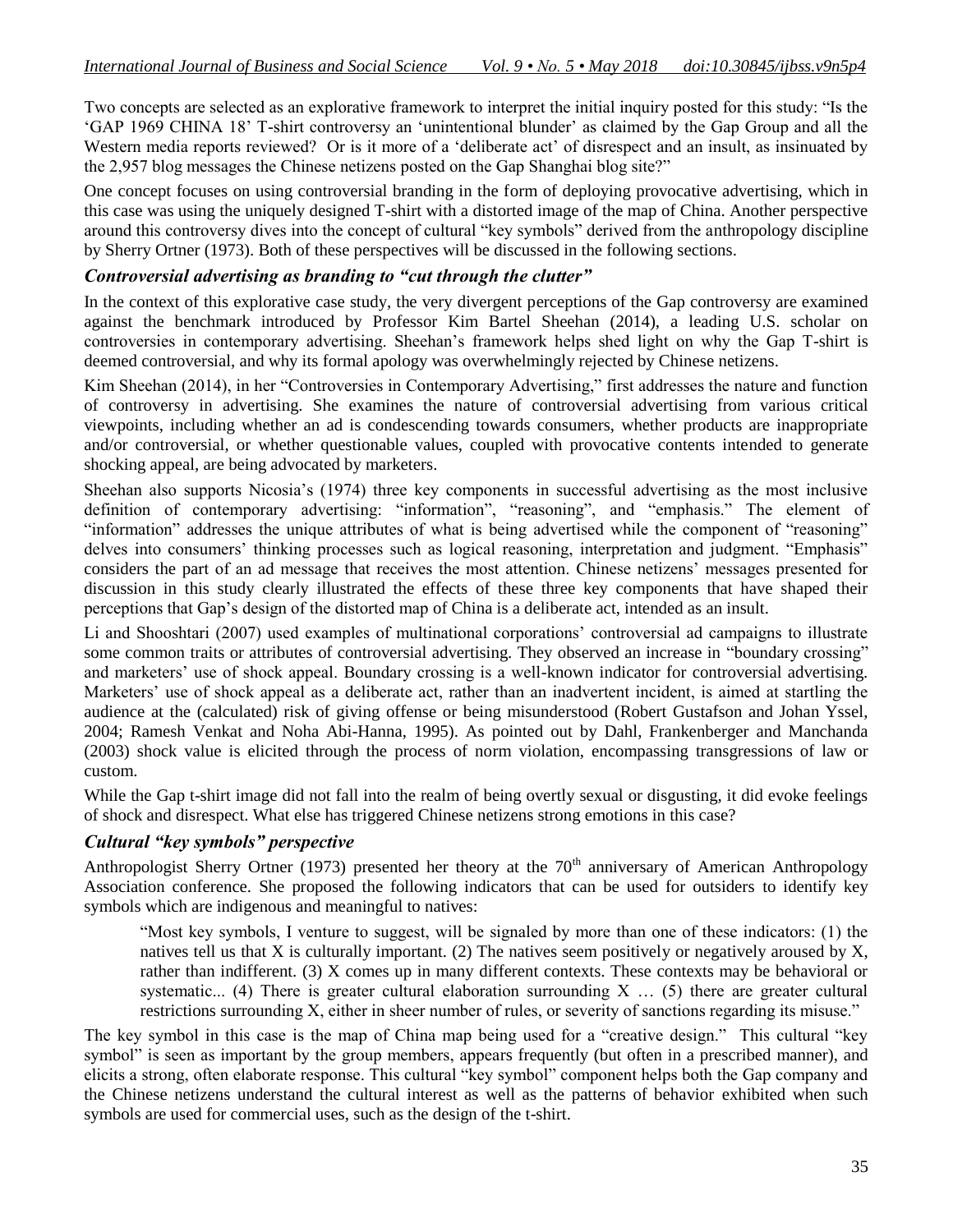Two concepts are selected as an explorative framework to interpret the initial inquiry posted for this study: "Is the 'GAP 1969 CHINA 18' T-shirt controversy an 'unintentional blunder' as claimed by the Gap Group and all the Western media reports reviewed? Or is it more of a 'deliberate act' of disrespect and an insult, as insinuated by the 2,957 blog messages the Chinese netizens posted on the Gap Shanghai blog site?"

One concept focuses on using controversial branding in the form of deploying provocative advertising, which in this case was using the uniquely designed T-shirt with a distorted image of the map of China. Another perspective around this controversy dives into the concept of cultural "key symbols" derived from the anthropology discipline by Sherry Ortner (1973). Both of these perspectives will be discussed in the following sections.

### *Controversial advertising as branding to "cut through the clutter"*

In the context of this explorative case study, the very divergent perceptions of the Gap controversy are examined against the benchmark introduced by Professor Kim Bartel Sheehan (2014), a leading U.S. scholar on controversies in contemporary advertising. Sheehan's framework helps shed light on why the Gap T-shirt is deemed controversial, and why its formal apology was overwhelmingly rejected by Chinese netizens.

Kim Sheehan (2014), in her "Controversies in Contemporary Advertising," first addresses the nature and function of controversy in advertising. She examines the nature of controversial advertising from various critical viewpoints, including whether an ad is condescending towards consumers, whether products are inappropriate and/or controversial, or whether questionable values, coupled with provocative contents intended to generate shocking appeal, are being advocated by marketers.

Sheehan also supports Nicosia's (1974) three key components in successful advertising as the most inclusive definition of contemporary advertising: "information", "reasoning", and "emphasis." The element of "information" addresses the unique attributes of what is being advertised while the component of "reasoning" delves into consumers' thinking processes such as logical reasoning, interpretation and judgment. "Emphasis" considers the part of an ad message that receives the most attention. Chinese netizens' messages presented for discussion in this study clearly illustrated the effects of these three key components that have shaped their perceptions that Gap's design of the distorted map of China is a deliberate act, intended as an insult.

Li and Shooshtari (2007) used examples of multinational corporations' controversial ad campaigns to illustrate some common traits or attributes of controversial advertising. They observed an increase in "boundary crossing" and marketers' use of shock appeal. Boundary crossing is a well-known indicator for controversial advertising. Marketers' use of shock appeal as a deliberate act, rather than an inadvertent incident, is aimed at startling the audience at the (calculated) risk of giving offense or being misunderstood (Robert Gustafson and Johan Yssel, 2004; Ramesh Venkat and Noha Abi-Hanna, 1995). As pointed out by Dahl, Frankenberger and Manchanda (2003) shock value is elicited through the process of norm violation, encompassing transgressions of law or custom.

While the Gap t-shirt image did not fall into the realm of being overtly sexual or disgusting, it did evoke feelings of shock and disrespect. What else has triggered Chinese netizens strong emotions in this case?

### *Cultural "key symbols" perspective*

Anthropologist Sherry Ortner (1973) presented her theory at the 70th anniversary of American Anthropology Association conference. She proposed the following indicators that can be used for outsiders to identify key symbols which are indigenous and meaningful to natives:

> "Most key symbols, I venture to suggest, will be signaled by more than one of these indicators: (1) the natives tell us that X is culturally important. (2) The natives seem positively or negatively aroused by X, rather than indifferent. (3) X comes up in many different contexts. These contexts may be behavioral or systematic... (4) There is greater cultural elaboration surrounding X … (5) there are greater cultural restrictions surrounding X, either in sheer number of rules, or severity of sanctions regarding its misuse."

The key symbol in this case is the map of China map being used for a "creative design." This cultural "key symbol" is seen as important by the group members, appears frequently (but often in a prescribed manner), and elicits a strong, often elaborate response. This cultural "key symbol" component helps both the Gap company and the Chinese netizens understand the cultural interest as well as the patterns of behavior exhibited when such symbols are used for commercial uses, such as the design of the t-shirt.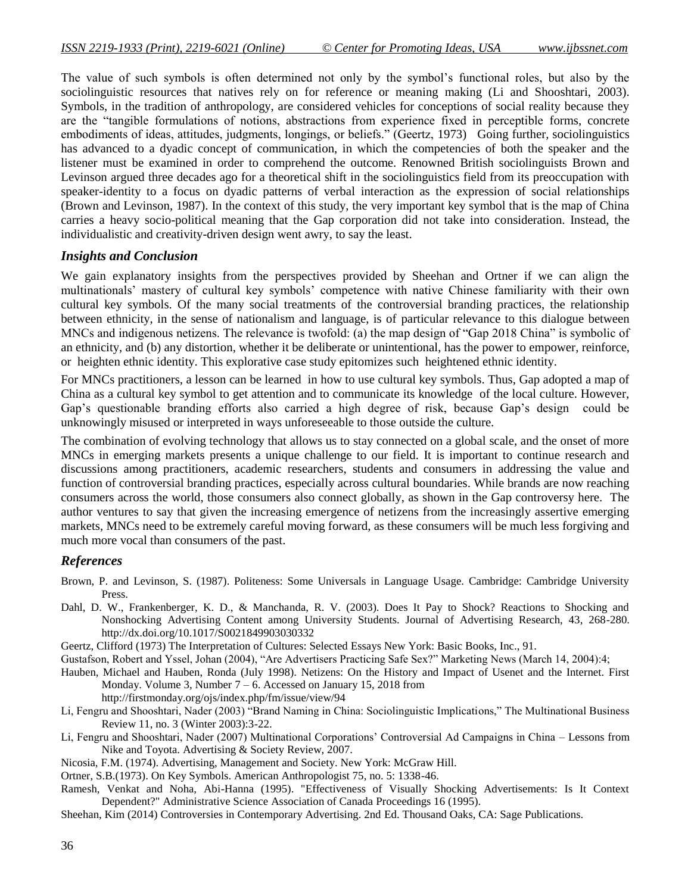The value of such symbols is often determined not only by the symbol's functional roles, but also by the sociolinguistic resources that natives rely on for reference or meaning making (Li and Shooshtari, 2003). Symbols, in the tradition of anthropology, are considered vehicles for conceptions of social reality because they are the "tangible formulations of notions, abstractions from experience fixed in perceptible forms, concrete embodiments of ideas, attitudes, judgments, longings, or beliefs." (Geertz, 1973) Going further, sociolinguistics has advanced to a dyadic concept of communication, in which the competencies of both the speaker and the listener must be examined in order to comprehend the outcome. Renowned British sociolinguists Brown and Levinson argued three decades ago for a theoretical shift in the sociolinguistics field from its preoccupation with speaker-identity to a focus on dyadic patterns of verbal interaction as the expression of social relationships (Brown and Levinson, 1987). In the context of this study, the very important key symbol that is the map of China carries a heavy socio-political meaning that the Gap corporation did not take into consideration. Instead, the individualistic and creativity-driven design went awry, to say the least.

## *Insights and Conclusion*

We gain explanatory insights from the perspectives provided by Sheehan and Ortner if we can align the multinationals' mastery of cultural key symbols' competence with native Chinese familiarity with their own cultural key symbols. Of the many social treatments of the controversial branding practices, the relationship between ethnicity, in the sense of nationalism and language, is of particular relevance to this dialogue between MNCs and indigenous netizens. The relevance is twofold: (a) the map design of "Gap 2018 China" is symbolic of an ethnicity, and (b) any distortion, whether it be deliberate or unintentional, has the power to empower, reinforce, or heighten ethnic identity. This explorative case study epitomizes such heightened ethnic identity.

For MNCs practitioners, a lesson can be learned in how to use cultural key symbols. Thus, Gap adopted a map of China as a cultural key symbol to get attention and to communicate its knowledge of the local culture. However, Gap's questionable branding efforts also carried a high degree of risk, because Gap's design could be unknowingly misused or interpreted in ways unforeseeable to those outside the culture.

The combination of evolving technology that allows us to stay connected on a global scale, and the onset of more MNCs in emerging markets presents a unique challenge to our field. It is important to continue research and discussions among practitioners, academic researchers, students and consumers in addressing the value and function of controversial branding practices, especially across cultural boundaries. While brands are now reaching consumers across the world, those consumers also connect globally, as shown in the Gap controversy here. The author ventures to say that given the increasing emergence of netizens from the increasingly assertive emerging markets, MNCs need to be extremely careful moving forward, as these consumers will be much less forgiving and much more vocal than consumers of the past.

## *References*

Brown, P. and Levinson, S. (1987). Politeness: Some Universals in Language Usage. Cambridge: Cambridge University Press.

Dahl, D. W., Frankenberger, K. D., & Manchanda, R. V. (2003). Does It Pay to Shock? Reactions to Shocking and Nonshocking Advertising Content among University Students. Journal of Advertising Research, 43, 268-280. http://dx.doi.org/10.1017/S0021849903030332

Geertz, Clifford (1973) The Interpretation of Cultures: Selected Essays New York: Basic Books, Inc., 91.

Gustafson, Robert and Yssel, Johan (2004), "Are Advertisers Practicing Safe Sex?" Marketing News (March 14, 2004):4;

Hauben, Michael and Hauben, Ronda (July 1998). Netizens: On the History and Impact of Usenet and the Internet. First Monday. Volume 3, Number 7 – 6. Accessed on January 15, 2018 from http://firstmonday.org/ojs/index.php/fm/issue/view/94

Li, Fengru and Shooshtari, Nader (2003) "Brand Naming in China: Sociolinguistic Implications," The Multinational Business Review 11, no. 3 (Winter 2003):3-22.

Li, Fengru and Shooshtari, Nader (2007) Multinational Corporations' Controversial Ad Campaigns in China – Lessons from Nike and Toyota. Advertising & Society Review, 2007.

Nicosia, F.M. (1974). Advertising, Management and Society. New York: McGraw Hill.

Ortner, S.B.(1973). On Key Symbols. American Anthropologist 75, no. 5: 1338-46.

Ramesh, Venkat and Noha, Abi-Hanna (1995). "Effectiveness of Visually Shocking Advertisements: Is It Context Dependent?" Administrative Science Association of Canada Proceedings 16 (1995).

Sheehan, Kim (2014) Controversies in Contemporary Advertising. 2nd Ed. Thousand Oaks, CA: Sage Publications.